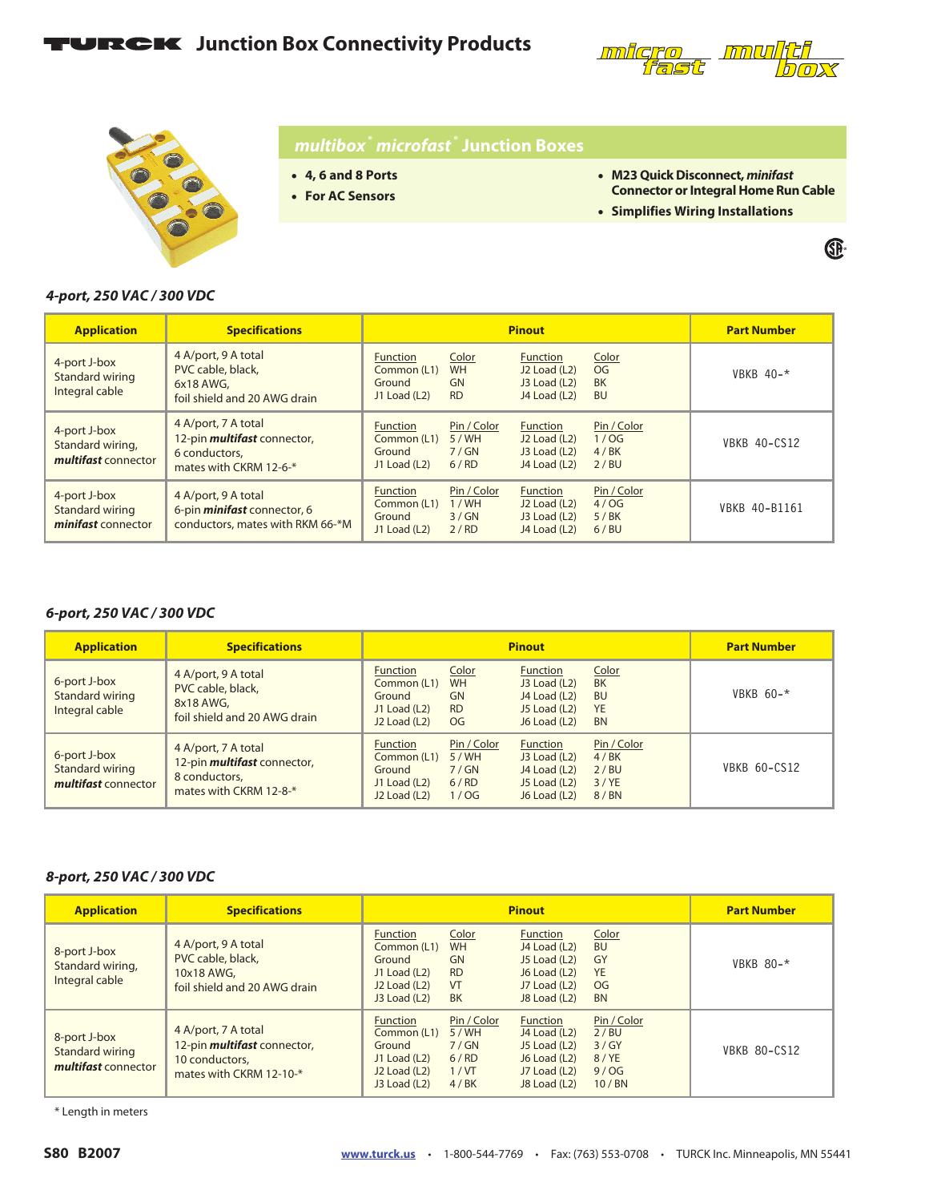# TURCK Junction Box Connectivity Products

## multibox® microfast® Junction Boxes

- 4, 6 and 8 Ports
- For AC Sensors
- M23 Quick Disconnect, *minifast* Connector or Integral Home Run Cable
- Simplifies Wiring Installations

### 4-port, 250 VAC / 300 VDC

| Application | Specifications | Pinout | Part Number |
|---|---|---|---|
| 4-port J-box Standard wiring Integral cable | 4 A/port, 9 A total PVC cable, black, 6x18 AWG, foil shield and 20 AWG drain | Function / Color: Common (L1) WH; Ground GN; J1 Load (L2) RD; J2 Load (L2) OG; J3 Load (L2) BK; J4 Load (L2) BU | VBKB 40-* |
| 4-port J-box Standard wiring, ***multifast*** connector | 4 A/port, 7 A total 12-pin ***multifast*** connector, 6 conductors, mates with CKRM 12-6-* | Function / Pin / Color: Common (L1) 5 / WH; Ground 7 / GN; J1 Load (L2) 6 / RD; J2 Load (L2) 1 / OG; J3 Load (L2) 4 / BK; J4 Load (L2) 2 / BU | VBKB 40-CS12 |
| 4-port J-box Standard wiring ***minifast*** connector | 4 A/port, 9 A total 6-pin ***minifast*** connector, 6 conductors, mates with RKM 66-*M | Function / Pin / Color: Common (L1) 1 / WH; Ground 3 / GN; J1 Load (L2) 2 / RD; J2 Load (L2) 4 / OG; J3 Load (L2) 5 / BK; J4 Load (L2) 6 / BU | VBKB 40-B1161 |

### 6-port, 250 VAC / 300 VDC

| Application | Specifications | Pinout | Part Number |
|---|---|---|---|
| 6-port J-box Standard wiring Integral cable | 4 A/port, 9 A total PVC cable, black, 8x18 AWG, foil shield and 20 AWG drain | Function / Color: Common (L1) WH; Ground GN; J1 Load (L2) RD; J2 Load (L2) OG; J3 Load (L2) BK; J4 Load (L2) BU; J5 Load (L2) YE; J6 Load (L2) BN | VBKB 60-* |
| 6-port J-box Standard wiring ***multifast*** connector | 4 A/port, 7 A total 12-pin ***multifast*** connector, 8 conductors, mates with CKRM 12-8-* | Function / Pin / Color: Common (L1) 5 / WH; Ground 7 / GN; J1 Load (L2) 6 / RD; J2 Load (L2) 1 / OG; J3 Load (L2) 4 / BK; J4 Load (L2) 2 / BU; J5 Load (L2) 3 / YE; J6 Load (L2) 8 / BN | VBKB 60-CS12 |

### 8-port, 250 VAC / 300 VDC

| Application | Specifications | Pinout | Part Number |
|---|---|---|---|
| 8-port J-box Standard wiring, Integral cable | 4 A/port, 9 A total PVC cable, black, 10x18 AWG, foil shield and 20 AWG drain | Function / Color: Common (L1) WH; Ground GN; J1 Load (L2) RD; J2 Load (L2) VT; J3 Load (L2) BK; J4 Load (L2) BU; J5 Load (L2) GY; J6 Load (L2) YE; J7 Load (L2) OG; J8 Load (L2) BN | VBKB 80-* |
| 8-port J-box Standard wiring ***multifast*** connector | 4 A/port, 7 A total 12-pin ***multifast*** connector, 10 conductors, mates with CKRM 12-10-* | Function / Pin / Color: Common (L1) 5 / WH; Ground 7 / GN; J1 Load (L2) 6 / RD; J2 Load (L2) 1 / VT; J3 Load (L2) 4 / BK; J4 Load (L2) 2 / BU; J5 Load (L2) 3 / GY; J6 Load (L2) 8 / YE; J7 Load (L2) 9 / OG; J8 Load (L2) 10 / BN | VBKB 80-CS12 |

\* Length in meters

S80 B2007 www.turck.us • 1-800-544-7769 • Fax: (763) 553-0708 • TURCK Inc. Minneapolis, MN 55441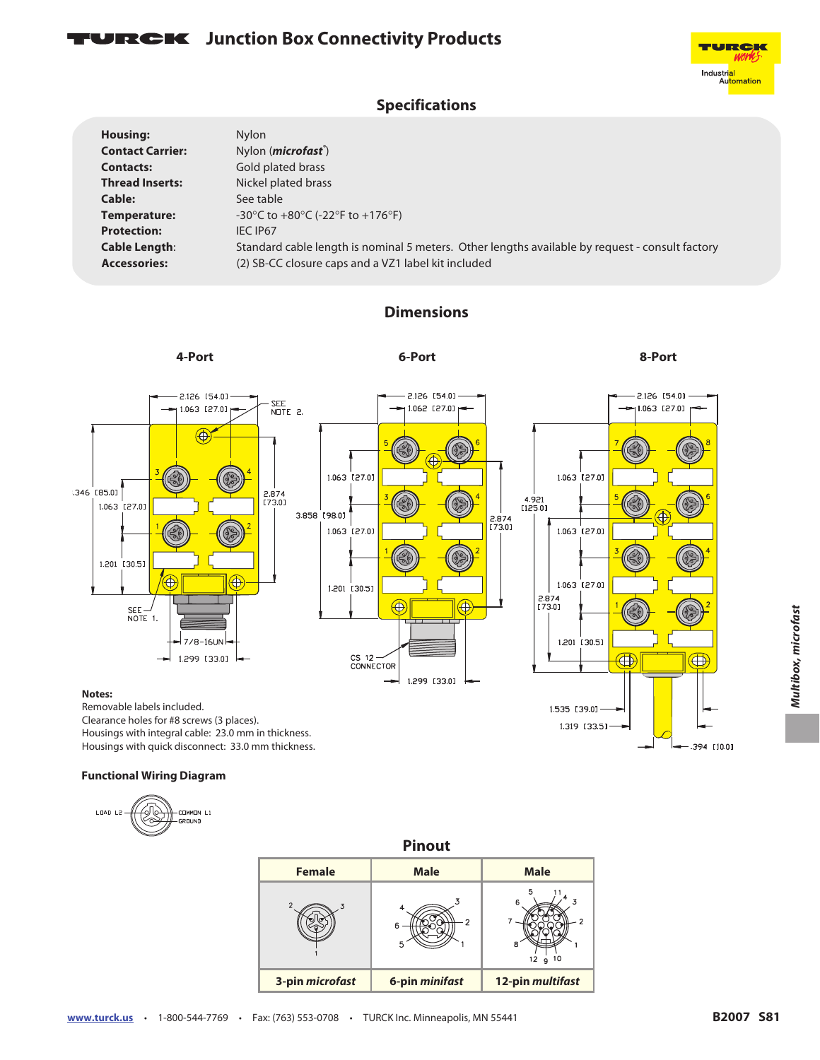# Junction Box Connectivity Products

## Specifications

| | |
|---|---|
| **Housing:** | Nylon |
| **Contact Carrier:** | Nylon (***microfast***®) |
| **Contacts:** | Gold plated brass |
| **Thread Inserts:** | Nickel plated brass |
| **Cable:** | See table |
| **Temperature:** | -30°C to +80°C (-22°F to +176°F) |
| **Protection:** | IEC IP67 |
| **Cable Length**: | Standard cable length is nominal 5 meters. Other lengths available by request - consult factory |
| **Accessories:** | (2) SB-CC closure caps and a VZ1 label kit included |

## Dimensions

**4-Port**

2.126 [54.0]
1.063 [27.0]
SEE NOTE 2.
3.346 [85.0]
1.063 [27.0]
2.874 [73.0]
1.201 [30.5]
SEE NOTE 1.
7/8-16UN
1.299 [33.0]

**6-Port**

2.126 [54.0]
1.062 [27.0]
1.063 [27.0]
3.858 [98.0]
1.063 [27.0]
2.874 [73.0]
1.201 [30.5]
CS 12 CONNECTOR
1.299 [33.0]

**8-Port**

2.126 [54.0]
1.063 [27.0]
1.063 [27.0]
4.921 [125.0]
1.063 [27.0]
1.063 [27.0]
2.874 [73.0]
1.201 [30.5]
1.535 [39.0]
1.319 [33.5]
.394 [10.0]

**Notes:**
Removable labels included.
Clearance holes for #8 screws (3 places).
Housings with integral cable: 23.0 mm in thickness.
Housings with quick disconnect: 33.0 mm thickness.

### Functional Wiring Diagram

LOAD L2
COMMON L1
GROUND

## Pinout

| Female | Male | Male |
|---|---|---|
| 2, 3, 1 | 4, 3, 6, 2, 5, 1 | 5, 11, 4, 6, 3, 7, 2, 8, 1, 12, 9, 10 |
| **3-pin *microfast*** | **6-pin *minifast*** | **12-pin *multifast*** |

*Multibox, microfast*

www.turck.us • 1-800-544-7769 • Fax: (763) 553-0708 • TURCK Inc. Minneapolis, MN 55441